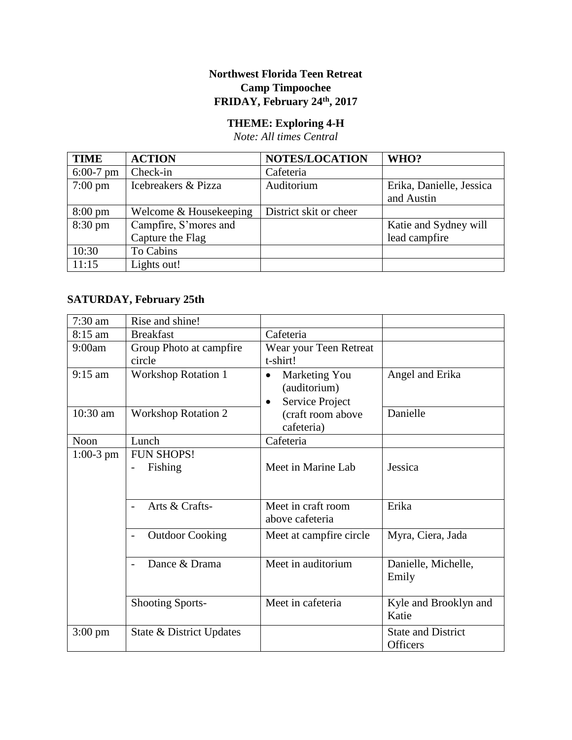**Northwest Florida Teen Retreat**
**Camp Timpoochee**
**FRIDAY, February 24th, 2017**

**THEME: Exploring 4-H**

*Note: All times Central*

| TIME | ACTION | NOTES/LOCATION | WHO? |
|---|---|---|---|
| 6:00-7 pm | Check-in | Cafeteria | |
| 7:00 pm | Icebreakers & Pizza | Auditorium | Erika, Danielle, Jessica and Austin |
| 8:00 pm | Welcome & Housekeeping | District skit or cheer | |
| 8:30 pm | Campfire, S'mores and Capture the Flag | | Katie and Sydney will lead campfire |
| 10:30 | To Cabins | | |
| 11:15 | Lights out! | | |

**SATURDAY, February 25th**

| | | | |
|---|---|---|---|
| 7:30 am | Rise and shine! | | |
| 8:15 am | Breakfast | Cafeteria | |
| 9:00am | Group Photo at campfire circle | Wear your Teen Retreat t-shirt! | |
| 9:15 am | Workshop Rotation 1 | • Marketing You (auditorium)<br>• Service Project (craft room above cafeteria) | Angel and Erika |
| 10:30 am | Workshop Rotation 2 | | Danielle |
| Noon | Lunch | Cafeteria | |
| 1:00-3 pm | FUN SHOPS!<br>- Fishing | Meet in Marine Lab | Jessica |
| | - Arts & Crafts- | Meet in craft room above cafeteria | Erika |
| | - Outdoor Cooking | Meet at campfire circle | Myra, Ciera, Jada |
| | - Dance & Drama | Meet in auditorium | Danielle, Michelle, Emily |
| | Shooting Sports- | Meet in cafeteria | Kyle and Brooklyn and Katie |
| 3:00 pm | State & District Updates | | State and District Officers |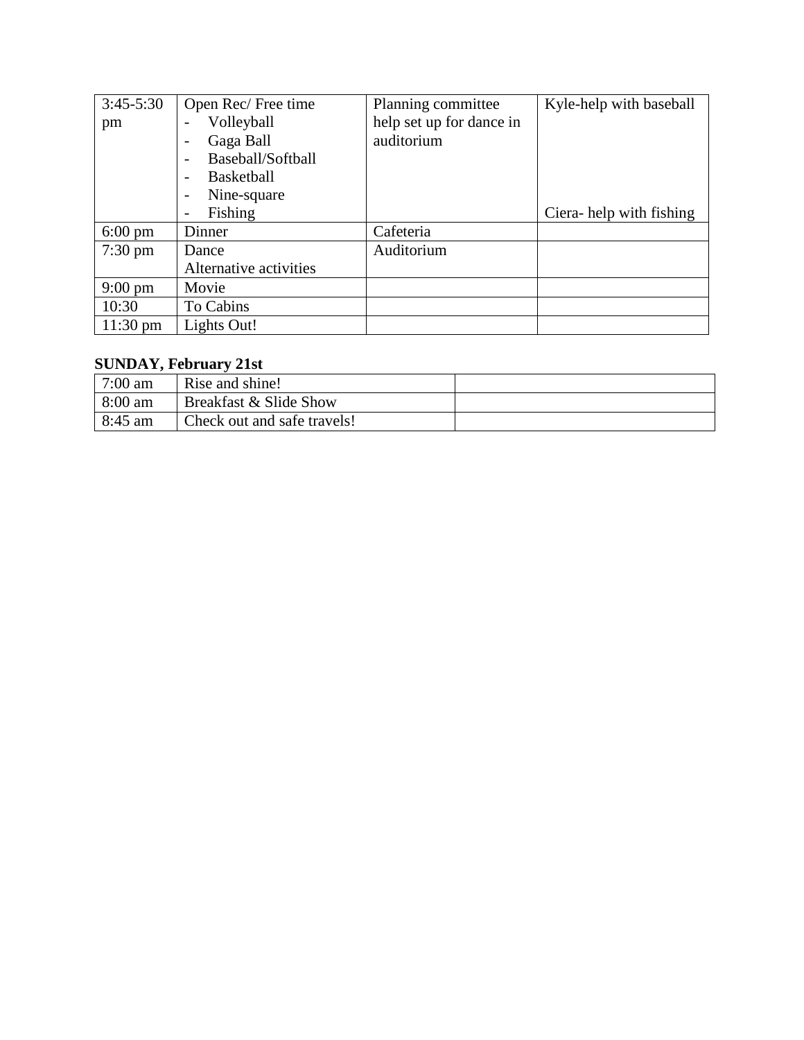| | | | |
|---|---|---|---|
| 3:45-5:30 pm | Open Rec/ Free time<br>- Volleyball<br>- Gaga Ball<br>- Baseball/Softball<br>- Basketball<br>- Nine-square<br>- Fishing | Planning committee help set up for dance in auditorium | Kyle-help with baseball<br><br><br><br><br>Ciera- help with fishing |
| 6:00 pm | Dinner | Cafeteria | |
| 7:30 pm | Dance<br>Alternative activities | Auditorium | |
| 9:00 pm | Movie | | |
| 10:30 | To Cabins | | |
| 11:30 pm | Lights Out! | | |

**SUNDAY, February 21st**

| | | |
|---|---|---|
| 7:00 am | Rise and shine! | |
| 8:00 am | Breakfast & Slide Show | |
| 8:45 am | Check out and safe travels! | |